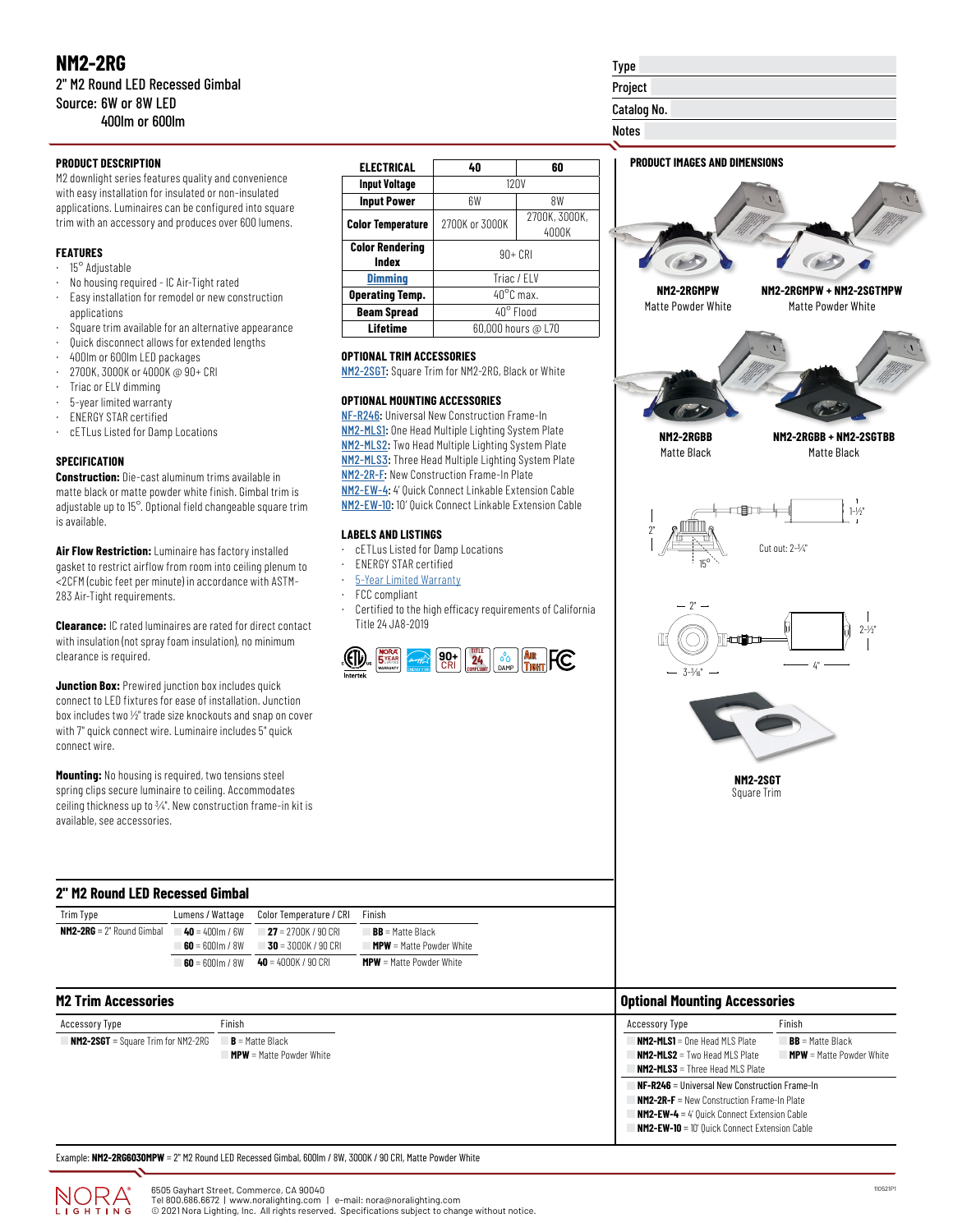# NM2-2RG

2" M2 Round LED Recessed Gimbal
Source: 6W or 8W LED
400lm or 600lm

| Type | |
|---|---|
| Project | |
| Catalog No. | |
| Notes | |

## PRODUCT DESCRIPTION

M2 downlight series features quality and convenience with easy installation for insulated or non-insulated applications. Luminaires can be configured into square trim with an accessory and produces over 600 lumens.

## FEATURES

- 15° Adjustable
- No housing required - IC Air-Tight rated
- Easy installation for remodel or new construction applications
- Square trim available for an alternative appearance
- Quick disconnect allows for extended lengths
- 400lm or 600lm LED packages
- 2700K, 3000K or 4000K @ 90+ CRI
- Triac or ELV dimming
- 5-year limited warranty
- ENERGY STAR certified
- cETLus Listed for Damp Locations

## SPECIFICATION

**Construction:** Die-cast aluminum trims available in matte black or matte powder white finish. Gimbal trim is adjustable up to 15°. Optional field changeable square trim is available.

**Air Flow Restriction:** Luminaire has factory installed gasket to restrict airflow from room into ceiling plenum to <2CFM (cubic feet per minute) in accordance with ASTM-283 Air-Tight requirements.

**Clearance:** IC rated luminaires are rated for direct contact with insulation (not spray foam insulation), no minimum clearance is required.

**Junction Box:** Prewired junction box includes quick connect to LED fixtures for ease of installation. Junction box includes two ½" trade size knockouts and snap on cover with 7" quick connect wire. Luminaire includes 5" quick connect wire.

**Mounting:** No housing is required, two tensions steel spring clips secure luminaire to ceiling. Accommodates ceiling thickness up to ¾". New construction frame-in kit is available, see accessories.

| ELECTRICAL | 40 | 60 |
|---|---|---|
| Input Voltage | 120V | |
| Input Power | 6W | 8W |
| Color Temperature | 2700K or 3000K | 2700K, 3000K, 4000K |
| Color Rendering Index | 90+ CRI | |
| Dimming | Triac / ELV | |
| Operating Temp. | 40°C max. | |
| Beam Spread | 40° Flood | |
| Lifetime | 60,000 hours @ L70 | |

## OPTIONAL TRIM ACCESSORIES

NM2-2SGT: Square Trim for NM2-2RG, Black or White

## OPTIONAL MOUNTING ACCESSORIES

NF-R246: Universal New Construction Frame-In
NM2-MLS1: One Head Multiple Lighting System Plate
NM2-MLS2: Two Head Multiple Lighting System Plate
NM2-MLS3: Three Head Multiple Lighting System Plate
NM2-2R-F: New Construction Frame-In Plate
NM2-EW-4: 4' Quick Connect Linkable Extension Cable
NM2-EW-10: 10' Quick Connect Linkable Extension Cable

## LABELS AND LISTINGS

- cETLus Listed for Damp Locations
- ENERGY STAR certified
- 5-Year Limited Warranty
- FCC compliant
- Certified to the high efficacy requirements of California Title 24 JA8-2019

## PRODUCT IMAGES AND DIMENSIONS

**NM2-2RGMPW**
Matte Powder White

**NM2-2RGMPW + NM2-2SGTMPW**
Matte Powder White

**NM2-2RGBB**
Matte Black

**NM2-2RGBB + NM2-2SGTBB**
Matte Black

2" | 15° | Cut out: 2-¼" | 1-½"

2" | 3-5/16" | 4" | 2-½"

**NM2-2SGT**
Square Trim

## 2" M2 Round LED Recessed Gimbal

| Trim Type | Lumens / Wattage | Color Temperature / CRI | Finish |
|---|---|---|---|
| **NM2-2RG** = 2" Round Gimbal | **40** = 400lm / 6W | **27** = 2700K / 90 CRI | **BB** = Matte Black |
| | **60** = 600lm / 8W | **30** = 3000K / 90 CRI | **MPW** = Matte Powder White |
| | **60** = 600lm / 8W | **40** = 4000K / 90 CRI | **MPW** = Matte Powder White |

## M2 Trim Accessories

| Accessory Type | Finish |
|---|---|
| **NM2-2SGT** = Square Trim for NM2-2RG | **B** = Matte Black |
| | **MPW** = Matte Powder White |

## Optional Mounting Accessories

| Accessory Type | Finish |
|---|---|
| **NM2-MLS1** = One Head MLS Plate | **BB** = Matte Black |
| **NM2-MLS2** = Two Head MLS Plate | **MPW** = Matte Powder White |
| **NM2-MLS3** = Three Head MLS Plate | |
| **NF-R246** = Universal New Construction Frame-In | |
| **NM2-2R-F** = New Construction Frame-In Plate | |
| **NM2-EW-4** = 4' Quick Connect Extension Cable | |
| **NM2-EW-10** = 10' Quick Connect Extension Cable | |

Example: **NM2-2RG6030MPW** = 2" M2 Round LED Recessed Gimbal, 600lm / 8W, 3000K / 90 CRI, Matte Powder White

NORA LIGHTING
6505 Gayhart Street, Commerce, CA 90040
Tel 800.686.6672 | www.noralighting.com | e-mail: nora@noralighting.com
© 2021 Nora Lighting, Inc. All rights reserved. Specifications subject to change without notice.

110521P1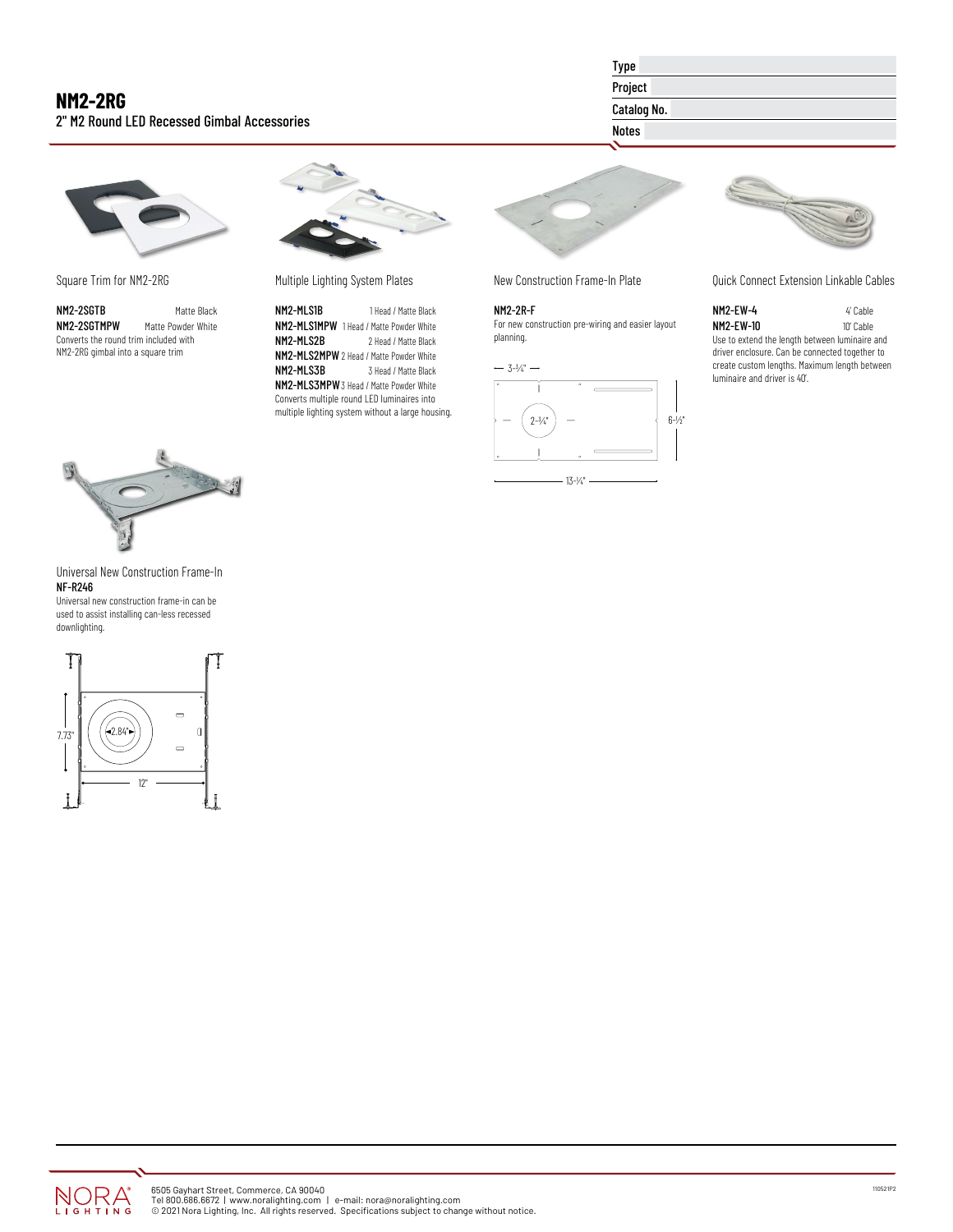# NM2-2RG

2" M2 Round LED Recessed Gimbal Accessories

| Type | |
|---|---|
| Project | |
| Catalog No. | |
| Notes | |

## Square Trim for NM2-2RG

| | |
|---|---|
| **NM2-2SGTB** | Matte Black |
| **NM2-2SGTMPW** | Matte Powder White |

Converts the round trim included with NM2-2RG gimbal into a square trim

## Multiple Lighting System Plates

| | |
|---|---|
| **NM2-MLS1B** | 1 Head / Matte Black |
| **NM2-MLS1MPW** | 1 Head / Matte Powder White |
| **NM2-MLS2B** | 2 Head / Matte Black |
| **NM2-MLS2MPW** | 2 Head / Matte Powder White |
| **NM2-MLS3B** | 3 Head / Matte Black |
| **NM2-MLS3MPW** | 3 Head / Matte Powder White |

Converts multiple round LED luminaires into multiple lighting system without a large housing.

## New Construction Frame-In Plate

**NM2-2R-F**

For new construction pre-wiring and easier layout planning.

3-¾" | 2-¼" | 6-½" | 13-¼"

## Quick Connect Extension Linkable Cables

| | |
|---|---|
| **NM2-EW-4** | 4' Cable |
| **NM2-EW-10** | 10' Cable |

Use to extend the length between luminaire and driver enclosure. Can be connected together to create custom lengths. Maximum length between luminaire and driver is 40'.

## Universal New Construction Frame-In

**NF-R246**

Universal new construction frame-in can be used to assist installing can-less recessed downlighting.

7.73" | 2.84" | 12"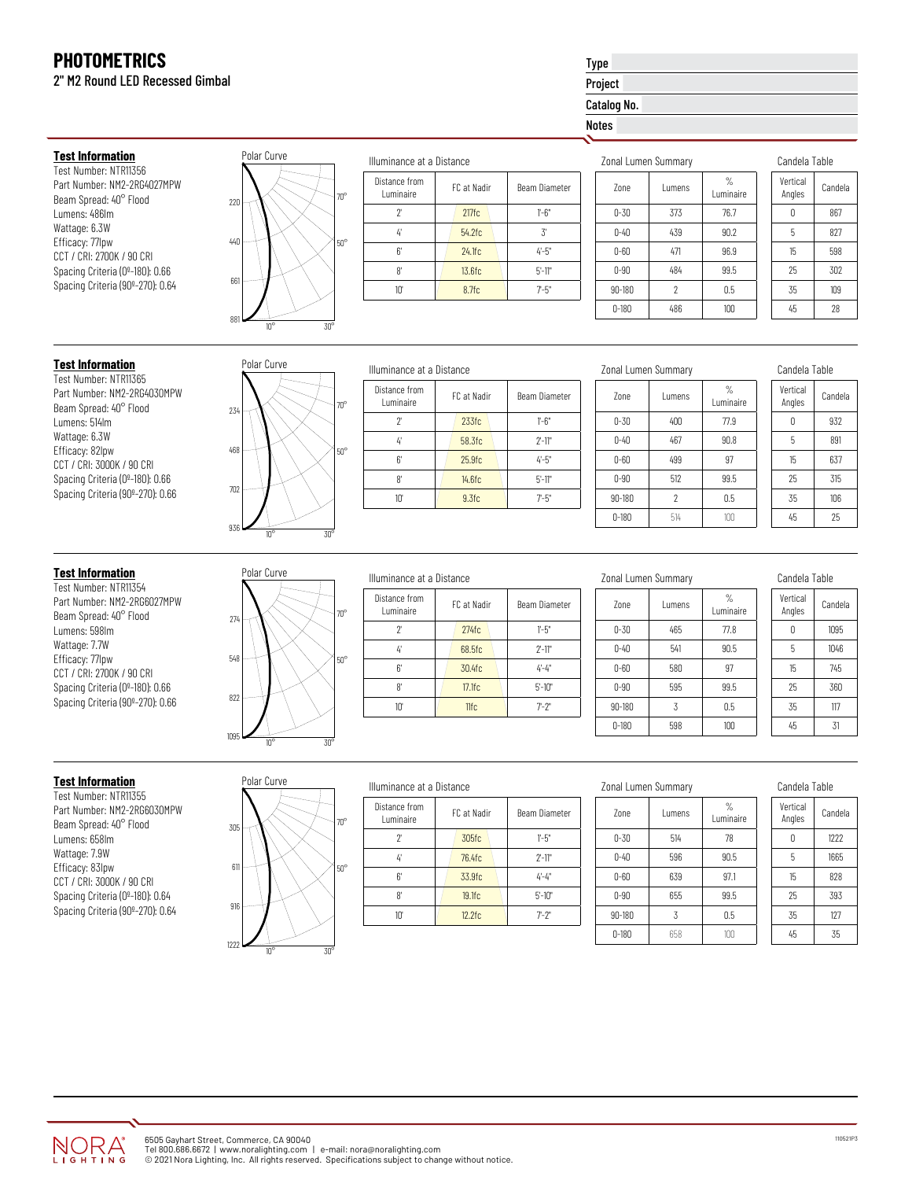# PHOTOMETRICS

2" M2 Round LED Recessed Gimbal

| Type | |
|---|---|
| Project | |
| Catalog No. | |
| Notes | |

## Test Information

Test Number: NTR11356
Part Number: NM2-2RG4027MPW
Beam Spread: 40° Flood
Lumens: 486lm
Wattage: 6.3W
Efficacy: 77lpw
CCT / CRI: 2700K / 90 CRI
Spacing Criteria (0º-180): 0.66
Spacing Criteria (90º-270): 0.64

Polar Curve

220
440
661
881
70°
50°
10°
30°

Illuminance at a Distance

| Distance from Luminaire | FC at Nadir | Beam Diameter |
|---|---|---|
| 2' | 217fc | 1'-6" |
| 4' | 54.2fc | 3' |
| 6' | 24.1fc | 4'-5" |
| 8' | 13.6fc | 5'-11" |
| 10' | 8.7fc | 7'-5" |

Zonal Lumen Summary

| Zone | Lumens | % Luminaire |
|---|---|---|
| 0-30 | 373 | 76.7 |
| 0-40 | 439 | 90.2 |
| 0-60 | 471 | 96.9 |
| 0-90 | 484 | 99.5 |
| 90-180 | 2 | 0.5 |
| 0-180 | 486 | 100 |

Candela Table

| Vertical Angles | Candela |
|---|---|
| 0 | 867 |
| 5 | 827 |
| 15 | 598 |
| 25 | 302 |
| 35 | 109 |
| 45 | 28 |

## Test Information

Test Number: NTR11365
Part Number: NM2-2RG4030MPW
Beam Spread: 40° Flood
Lumens: 514lm
Wattage: 6.3W
Efficacy: 82lpw
CCT / CRI: 3000K / 90 CRI
Spacing Criteria (0º-180): 0.66
Spacing Criteria (90º-270): 0.66

Polar Curve

234
468
702
936
70°
50°
10°
30°

Illuminance at a Distance

| Distance from Luminaire | FC at Nadir | Beam Diameter |
|---|---|---|
| 2' | 233fc | 1'-6" |
| 4' | 58.3fc | 2'-11" |
| 6' | 25.9fc | 4'-5" |
| 8' | 14.6fc | 5'-11" |
| 10' | 9.3fc | 7'-5" |

Zonal Lumen Summary

| Zone | Lumens | % Luminaire |
|---|---|---|
| 0-30 | 400 | 77.9 |
| 0-40 | 467 | 90.8 |
| 0-60 | 499 | 97 |
| 0-90 | 512 | 99.5 |
| 90-180 | 2 | 0.5 |
| 0-180 | 514 | 100 |

Candela Table

| Vertical Angles | Candela |
|---|---|
| 0 | 932 |
| 5 | 891 |
| 15 | 637 |
| 25 | 315 |
| 35 | 106 |
| 45 | 25 |

## Test Information

Test Number: NTR11354
Part Number: NM2-2RG6027MPW
Beam Spread: 40° Flood
Lumens: 598lm
Wattage: 7.7W
Efficacy: 77lpw
CCT / CRI: 2700K / 90 CRI
Spacing Criteria (0º-180): 0.66
Spacing Criteria (90º-270): 0.66

Polar Curve

274
548
822
1095
70°
50°
10°
30°

Illuminance at a Distance

| Distance from Luminaire | FC at Nadir | Beam Diameter |
|---|---|---|
| 2' | 274fc | 1'-5" |
| 4' | 68.5fc | 2'-11" |
| 6' | 30.4fc | 4'-4" |
| 8' | 17.1fc | 5'-10" |
| 10' | 11fc | 7'-2" |

Zonal Lumen Summary

| Zone | Lumens | % Luminaire |
|---|---|---|
| 0-30 | 465 | 77.8 |
| 0-40 | 541 | 90.5 |
| 0-60 | 580 | 97 |
| 0-90 | 595 | 99.5 |
| 90-180 | 3 | 0.5 |
| 0-180 | 598 | 100 |

Candela Table

| Vertical Angles | Candela |
|---|---|
| 0 | 1095 |
| 5 | 1046 |
| 15 | 745 |
| 25 | 360 |
| 35 | 117 |
| 45 | 31 |

## Test Information

Test Number: NTR11355
Part Number: NM2-2RG6030MPW
Beam Spread: 40° Flood
Lumens: 658lm
Wattage: 7.9W
Efficacy: 83lpw
CCT / CRI: 3000K / 90 CRI
Spacing Criteria (0º-180): 0.64
Spacing Criteria (90º-270): 0.64

Polar Curve

305
611
916
1222
70°
50°
10°
30°

Illuminance at a Distance

| Distance from Luminaire | FC at Nadir | Beam Diameter |
|---|---|---|
| 2' | 305fc | 1'-5" |
| 4' | 76.4fc | 2'-11" |
| 6' | 33.9fc | 4'-4" |
| 8' | 19.1fc | 5'-10" |
| 10' | 12.2fc | 7'-2" |

Zonal Lumen Summary

| Zone | Lumens | % Luminaire |
|---|---|---|
| 0-30 | 514 | 78 |
| 0-40 | 596 | 90.5 |
| 0-60 | 639 | 97.1 |
| 0-90 | 655 | 99.5 |
| 90-180 | 3 | 0.5 |
| 0-180 | 658 | 100 |

Candela Table

| Vertical Angles | Candela |
|---|---|
| 0 | 1222 |
| 5 | 1665 |
| 15 | 828 |
| 25 | 393 |
| 35 | 127 |
| 45 | 35 |

NORA® LIGHTING

6505 Gayhart Street, Commerce, CA 90040
Tel 800.686.6672 | www.noralighting.com | e-mail: nora@noralighting.com
© 2021 Nora Lighting, Inc. All rights reserved. Specifications subject to change without notice.

110521P3